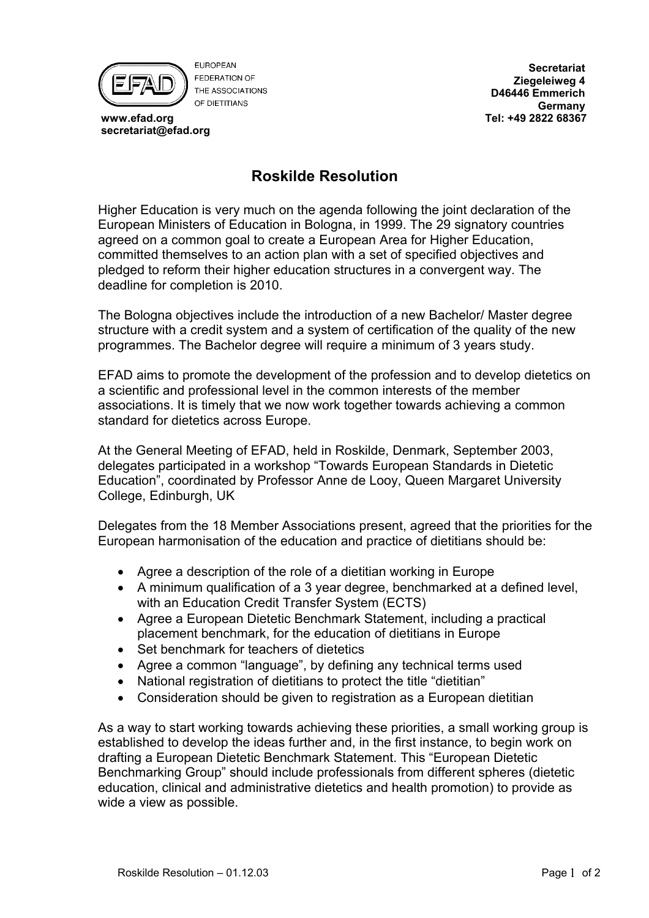EUROPEAN FEDERATION OF THE ASSOCIATIONS OF DIETITIANS

www.efad.org
secretariat@efad.org

**Secretariat**
**Ziegeleiweg 4**
**D46446 Emmerich**
**Germany**
**Tel: +49 2822 68367**

# Roskilde Resolution

Higher Education is very much on the agenda following the joint declaration of the European Ministers of Education in Bologna, in 1999. The 29 signatory countries agreed on a common goal to create a European Area for Higher Education, committed themselves to an action plan with a set of specified objectives and pledged to reform their higher education structures in a convergent way. The deadline for completion is 2010.

The Bologna objectives include the introduction of a new Bachelor/ Master degree structure with a credit system and a system of certification of the quality of the new programmes. The Bachelor degree will require a minimum of 3 years study.

EFAD aims to promote the development of the profession and to develop dietetics on a scientific and professional level in the common interests of the member associations. It is timely that we now work together towards achieving a common standard for dietetics across Europe.

At the General Meeting of EFAD, held in Roskilde, Denmark, September 2003, delegates participated in a workshop "Towards European Standards in Dietetic Education", coordinated by Professor Anne de Looy, Queen Margaret University College, Edinburgh, UK

Delegates from the 18 Member Associations present, agreed that the priorities for the European harmonisation of the education and practice of dietitians should be:

- Agree a description of the role of a dietitian working in Europe
- A minimum qualification of a 3 year degree, benchmarked at a defined level, with an Education Credit Transfer System (ECTS)
- Agree a European Dietetic Benchmark Statement, including a practical placement benchmark, for the education of dietitians in Europe
- Set benchmark for teachers of dietetics
- Agree a common "language", by defining any technical terms used
- National registration of dietitians to protect the title "dietitian"
- Consideration should be given to registration as a European dietitian

As a way to start working towards achieving these priorities, a small working group is established to develop the ideas further and, in the first instance, to begin work on drafting a European Dietetic Benchmark Statement. This "European Dietetic Benchmarking Group" should include professionals from different spheres (dietetic education, clinical and administrative dietetics and health promotion) to provide as wide a view as possible.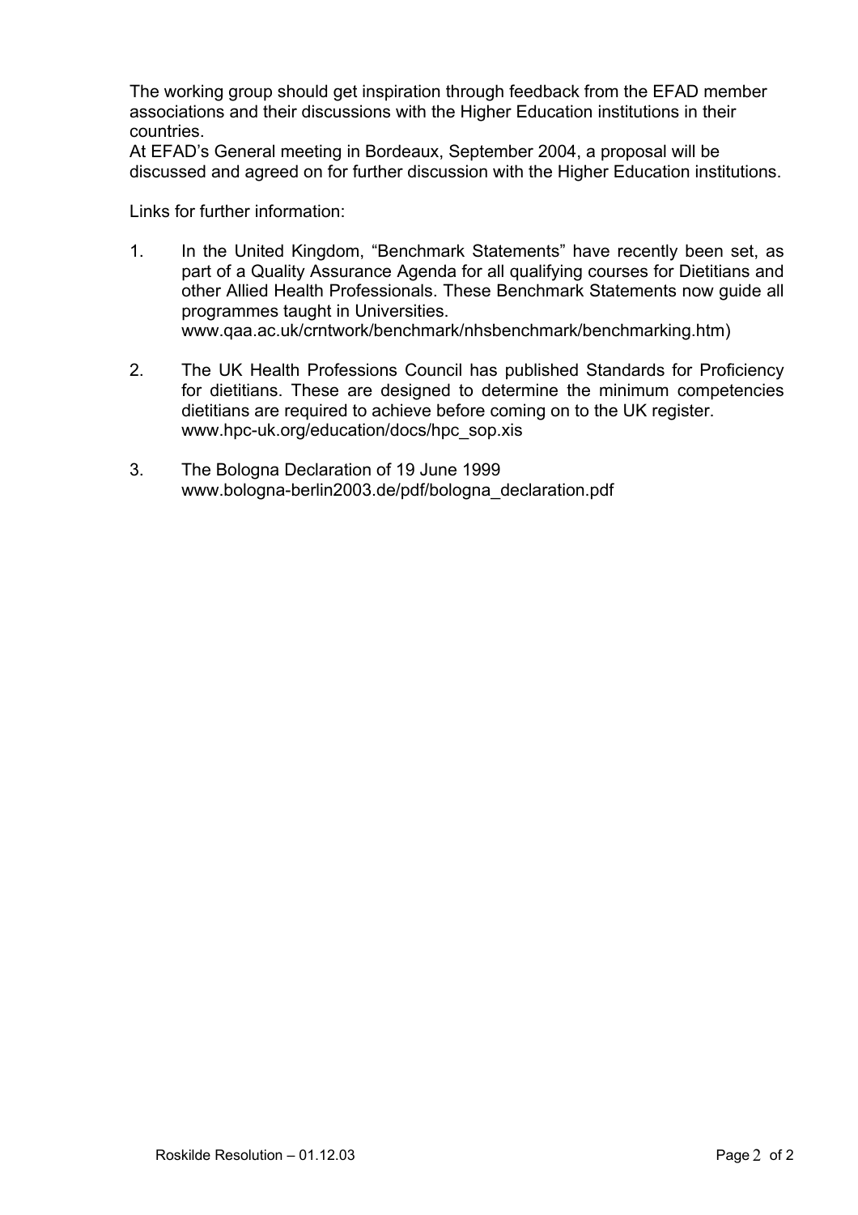The working group should get inspiration through feedback from the EFAD member associations and their discussions with the Higher Education institutions in their countries.
At EFAD's General meeting in Bordeaux, September 2004, a proposal will be discussed and agreed on for further discussion with the Higher Education institutions.

Links for further information:

1. In the United Kingdom, "Benchmark Statements" have recently been set, as part of a Quality Assurance Agenda for all qualifying courses for Dietitians and other Allied Health Professionals. These Benchmark Statements now guide all programmes taught in Universities.
   www.qaa.ac.uk/crntwork/benchmark/nhsbenchmark/benchmarking.htm)

2. The UK Health Professions Council has published Standards for Proficiency for dietitians. These are designed to determine the minimum competencies dietitians are required to achieve before coming on to the UK register.
   www.hpc-uk.org/education/docs/hpc_sop.xis

3. The Bologna Declaration of 19 June 1999
   www.bologna-berlin2003.de/pdf/bologna_declaration.pdf